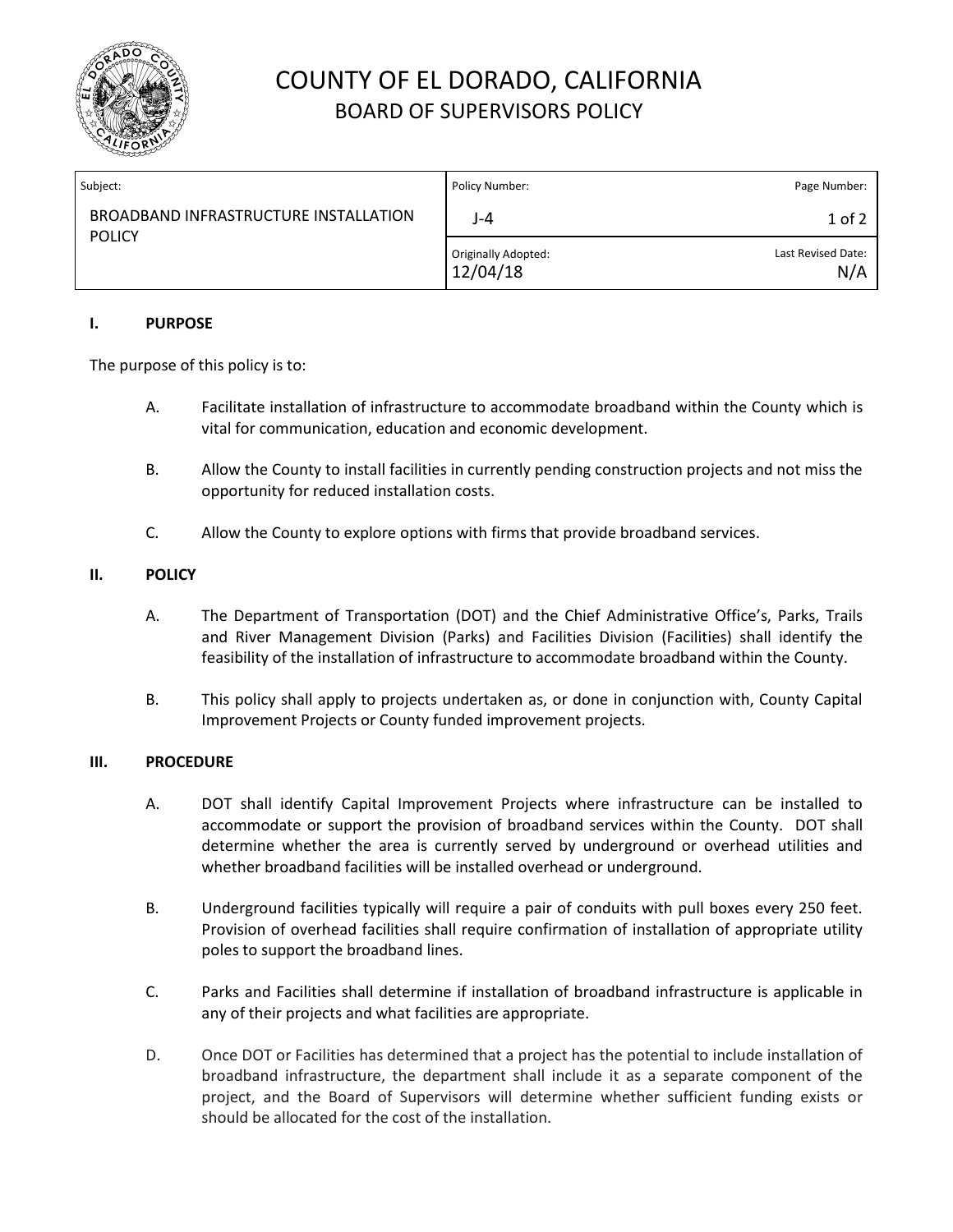# COUNTY OF EL DORADO, CALIFORNIA
## BOARD OF SUPERVISORS POLICY

| Subject: | Policy Number: | Page Number: |
| --- | --- | --- |
| BROADBAND INFRASTRUCTURE INSTALLATION POLICY | J-4 | 1 of 2 |
| | Originally Adopted: 12/04/18 | Last Revised Date: N/A |

### I. PURPOSE

The purpose of this policy is to:

A. Facilitate installation of infrastructure to accommodate broadband within the County which is vital for communication, education and economic development.

B. Allow the County to install facilities in currently pending construction projects and not miss the opportunity for reduced installation costs.

C. Allow the County to explore options with firms that provide broadband services.

### II. POLICY

A. The Department of Transportation (DOT) and the Chief Administrative Office's, Parks, Trails and River Management Division (Parks) and Facilities Division (Facilities) shall identify the feasibility of the installation of infrastructure to accommodate broadband within the County.

B. This policy shall apply to projects undertaken as, or done in conjunction with, County Capital Improvement Projects or County funded improvement projects.

### III. PROCEDURE

A. DOT shall identify Capital Improvement Projects where infrastructure can be installed to accommodate or support the provision of broadband services within the County. DOT shall determine whether the area is currently served by underground or overhead utilities and whether broadband facilities will be installed overhead or underground.

B. Underground facilities typically will require a pair of conduits with pull boxes every 250 feet. Provision of overhead facilities shall require confirmation of installation of appropriate utility poles to support the broadband lines.

C. Parks and Facilities shall determine if installation of broadband infrastructure is applicable in any of their projects and what facilities are appropriate.

D. Once DOT or Facilities has determined that a project has the potential to include installation of broadband infrastructure, the department shall include it as a separate component of the project, and the Board of Supervisors will determine whether sufficient funding exists or should be allocated for the cost of the installation.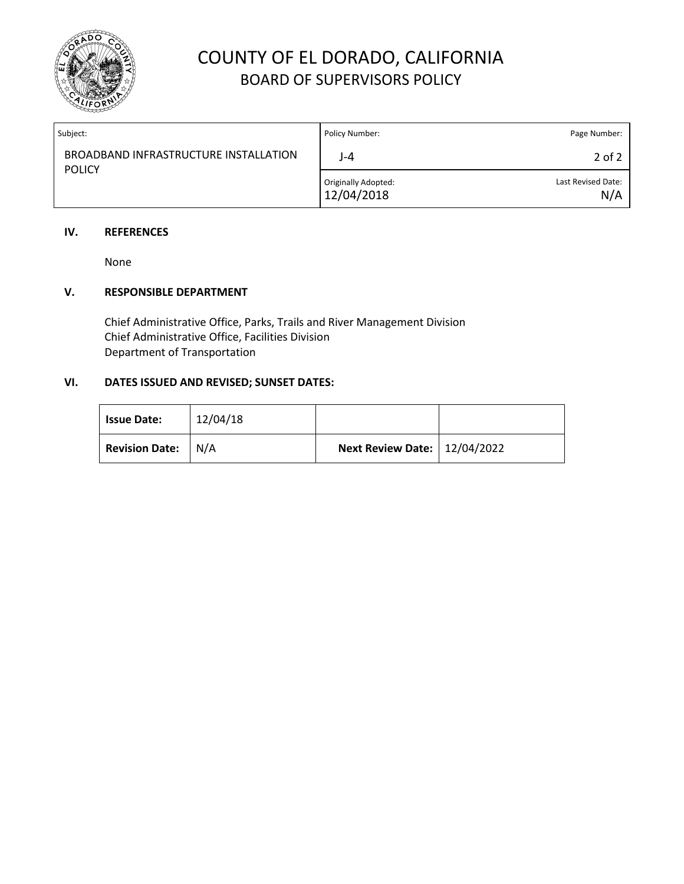**IV. REFERENCES**

None

**V. RESPONSIBLE DEPARTMENT**

Chief Administrative Office, Parks, Trails and River Management Division
Chief Administrative Office, Facilities Division
Department of Transportation

**VI. DATES ISSUED AND REVISED; SUNSET DATES:**

| | | | |
|---|---|---|---|
| **Issue Date:** | 12/04/18 | | |
| **Revision Date:** | N/A | **Next Review Date:** | 12/04/2022 |